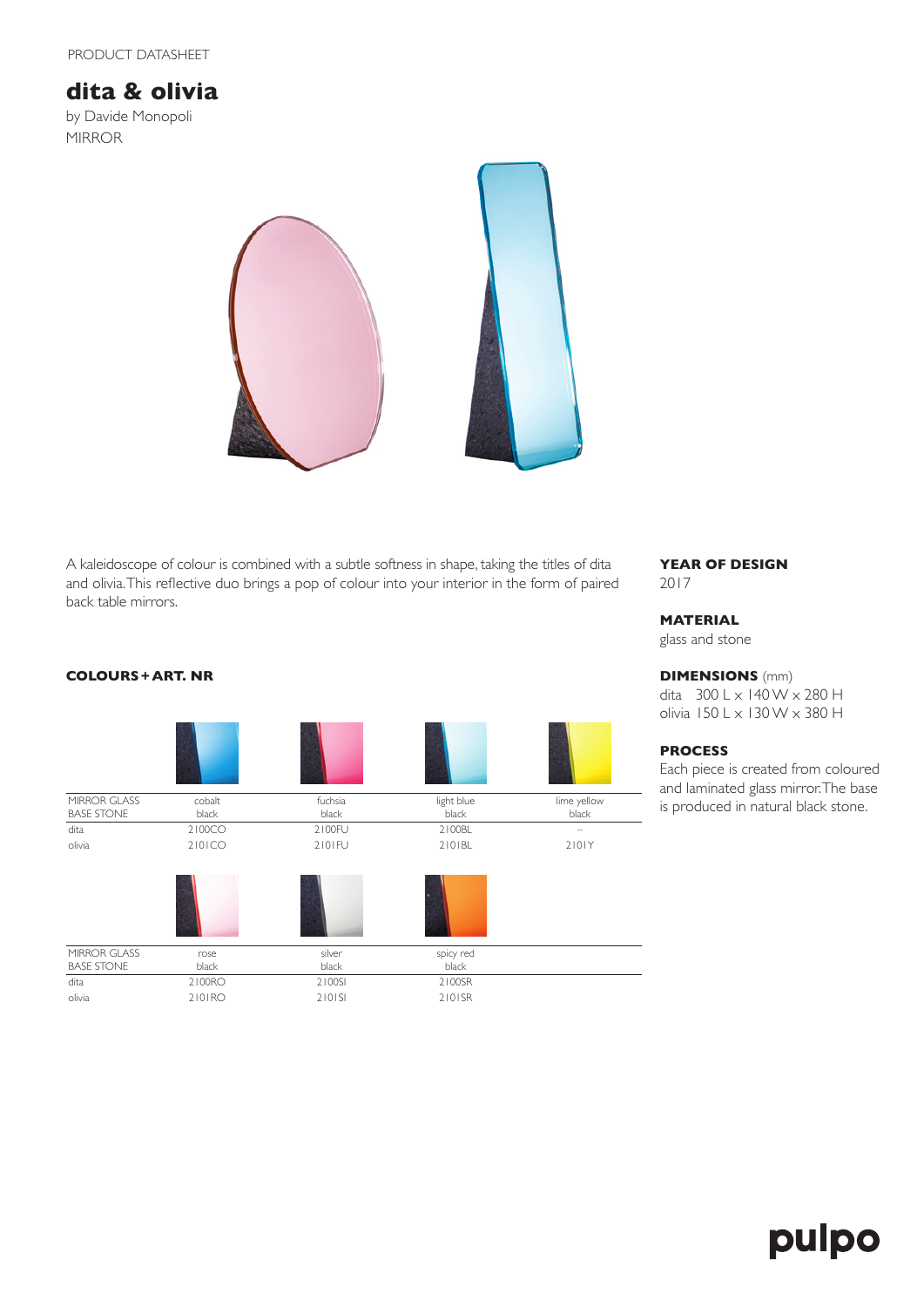PRODUCT DATASHEET

# dita & olivia

by Davide Monopoli
MIRROR

A kaleidoscope of colour is combined with a subtle softness in shape, taking the titles of dita and olivia. This reflective duo brings a pop of colour into your interior in the form of paired back table mirrors.

**YEAR OF DESIGN**
2017

**MATERIAL**
glass and stone

**DIMENSIONS** (mm)
dita  300 L x 140 W x 280 H
olivia  150 L x 130 W x 380 H

**PROCESS**
Each piece is created from coloured and laminated glass mirror. The base is produced in natural black stone.

**COLOURS + ART. NR**

| MIRROR GLASS / BASE STONE | cobalt / black | fuchsia / black | light blue / black | lime yellow / black |
|---|---|---|---|---|
| dita | 2100CO | 2100FU | 2100BL | – |
| olivia | 2101CO | 2101FU | 2101BL | 2101Y |

| MIRROR GLASS / BASE STONE | rose / black | silver / black | spicy red / black |
|---|---|---|---|
| dita | 2100RO | 2100SI | 2100SR |
| olivia | 2101RO | 2101SI | 2101SR |

pulpo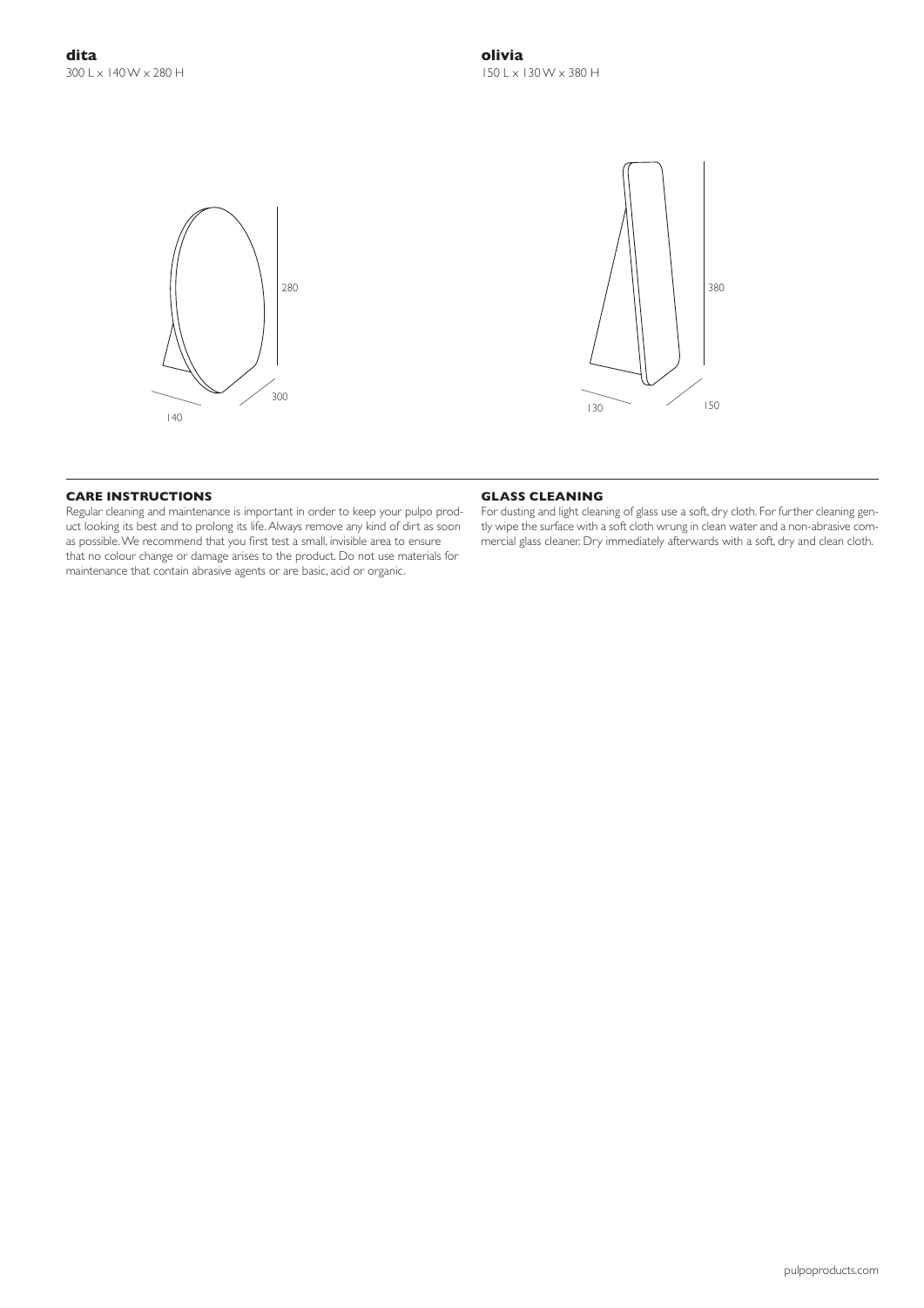**dita**
300 L x 140 W x 280 H

280

300

140

**olivia**
150 L x 130 W x 380 H

380

130

150

## CARE INSTRUCTIONS

Regular cleaning and maintenance is important in order to keep your pulpo product looking its best and to prolong its life. Always remove any kind of dirt as soon as possible. We recommend that you first test a small, invisible area to ensure that no colour change or damage arises to the product. Do not use materials for maintenance that contain abrasive agents or are basic, acid or organic.

## GLASS CLEANING

For dusting and light cleaning of glass use a soft, dry cloth. For further cleaning gently wipe the surface with a soft cloth wrung in clean water and a non-abrasive commercial glass cleaner. Dry immediately afterwards with a soft, dry and clean cloth.

pulpoproducts.com